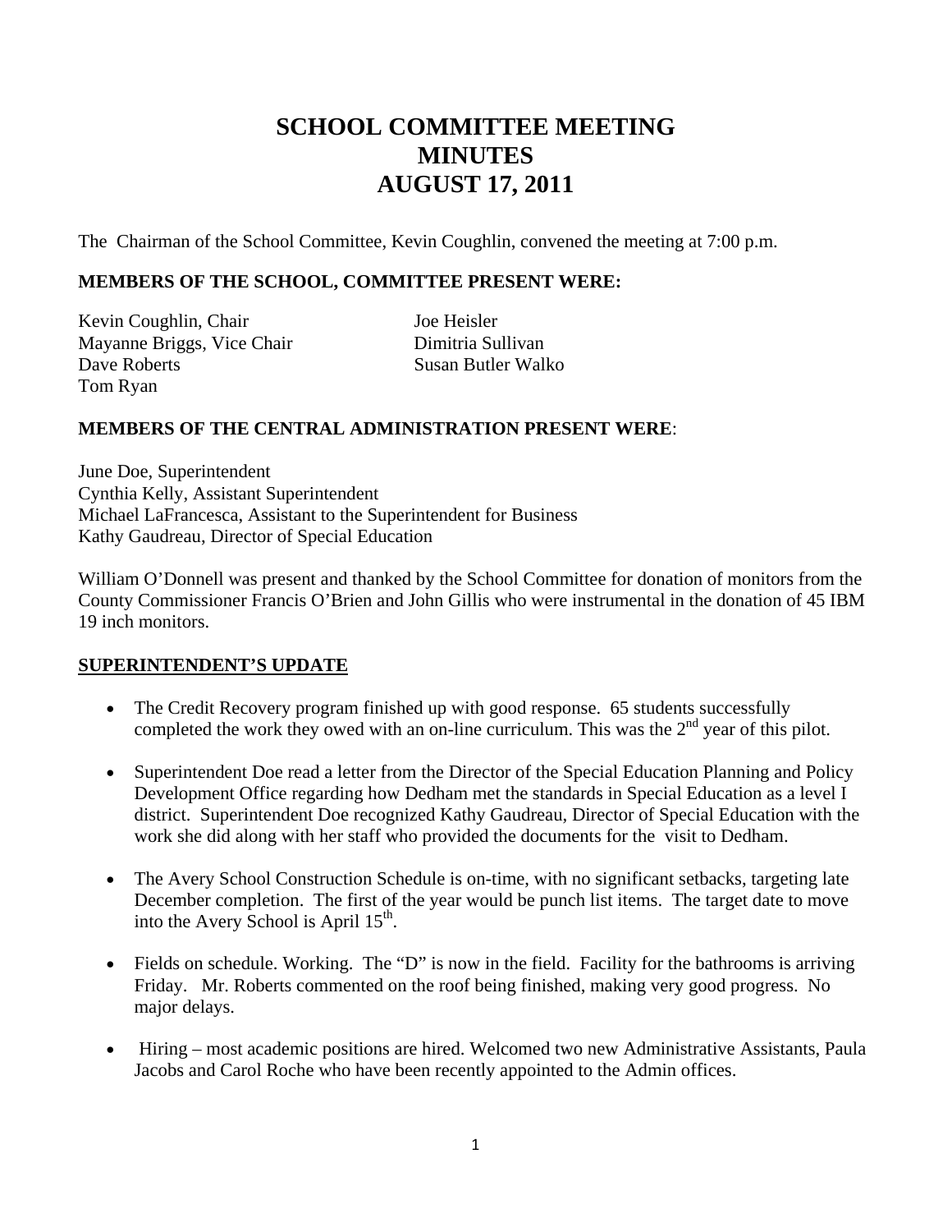# SCHOOL COMMITTEE MEETING
# MINUTES
# AUGUST 17, 2011

The Chairman of the School Committee, Kevin Coughlin, convened the meeting at 7:00 p.m.

**MEMBERS OF THE SCHOOL, COMMITTEE PRESENT WERE:**

Kevin Coughlin, Chair
Mayanne Briggs, Vice Chair
Dave Roberts
Tom Ryan
Joe Heisler
Dimitria Sullivan
Susan Butler Walko

**MEMBERS OF THE CENTRAL ADMINISTRATION PRESENT WERE**:

June Doe, Superintendent
Cynthia Kelly, Assistant Superintendent
Michael LaFrancesca, Assistant to the Superintendent for Business
Kathy Gaudreau, Director of Special Education

William O'Donnell was present and thanked by the School Committee for donation of monitors from the County Commissioner Francis O'Brien and John Gillis who were instrumental in the donation of 45 IBM 19 inch monitors.

**SUPERINTENDENT'S UPDATE**

- The Credit Recovery program finished up with good response. 65 students successfully completed the work they owed with an on-line curriculum. This was the 2nd year of this pilot.
- Superintendent Doe read a letter from the Director of the Special Education Planning and Policy Development Office regarding how Dedham met the standards in Special Education as a level I district. Superintendent Doe recognized Kathy Gaudreau, Director of Special Education with the work she did along with her staff who provided the documents for the visit to Dedham.
- The Avery School Construction Schedule is on-time, with no significant setbacks, targeting late December completion. The first of the year would be punch list items. The target date to move into the Avery School is April 15th.
- Fields on schedule. Working. The "D" is now in the field. Facility for the bathrooms is arriving Friday. Mr. Roberts commented on the roof being finished, making very good progress. No major delays.
- Hiring – most academic positions are hired. Welcomed two new Administrative Assistants, Paula Jacobs and Carol Roche who have been recently appointed to the Admin offices.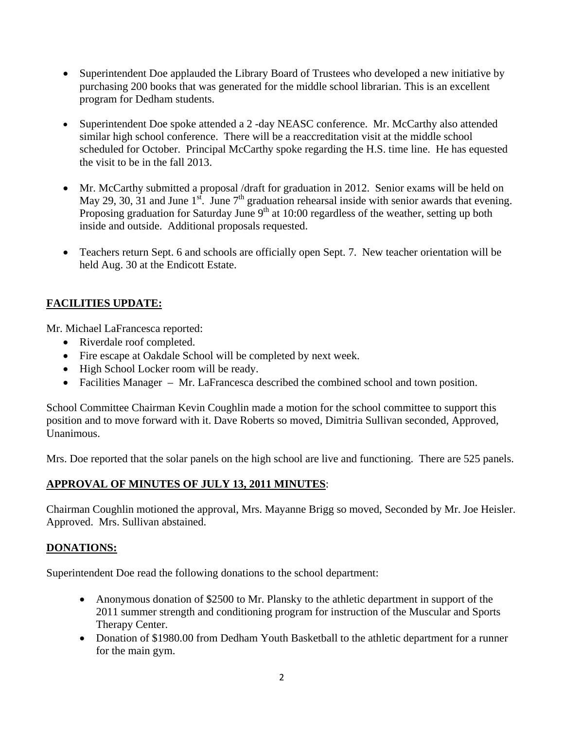- Superintendent Doe applauded the Library Board of Trustees who developed a new initiative by purchasing 200 books that was generated for the middle school librarian. This is an excellent program for Dedham students.

- Superintendent Doe spoke attended a 2 -day NEASC conference. Mr. McCarthy also attended similar high school conference. There will be a reaccreditation visit at the middle school scheduled for October. Principal McCarthy spoke regarding the H.S. time line. He has equested the visit to be in the fall 2013.

- Mr. McCarthy submitted a proposal /draft for graduation in 2012. Senior exams will be held on May 29, 30, 31 and June 1st. June 7th graduation rehearsal inside with senior awards that evening. Proposing graduation for Saturday June 9th at 10:00 regardless of the weather, setting up both inside and outside. Additional proposals requested.

- Teachers return Sept. 6 and schools are officially open Sept. 7. New teacher orientation will be held Aug. 30 at the Endicott Estate.

## FACILITIES UPDATE:

Mr. Michael LaFrancesca reported:

- Riverdale roof completed.
- Fire escape at Oakdale School will be completed by next week.
- High School Locker room will be ready.
- Facilities Manager – Mr. LaFrancesca described the combined school and town position.

School Committee Chairman Kevin Coughlin made a motion for the school committee to support this position and to move forward with it. Dave Roberts so moved, Dimitria Sullivan seconded, Approved, Unanimous.

Mrs. Doe reported that the solar panels on the high school are live and functioning. There are 525 panels.

## APPROVAL OF MINUTES OF JULY 13, 2011 MINUTES:

Chairman Coughlin motioned the approval, Mrs. Mayanne Brigg so moved, Seconded by Mr. Joe Heisler. Approved. Mrs. Sullivan abstained.

## DONATIONS:

Superintendent Doe read the following donations to the school department:

- Anonymous donation of $2500 to Mr. Plansky to the athletic department in support of the 2011 summer strength and conditioning program for instruction of the Muscular and Sports Therapy Center.
- Donation of $1980.00 from Dedham Youth Basketball to the athletic department for a runner for the main gym.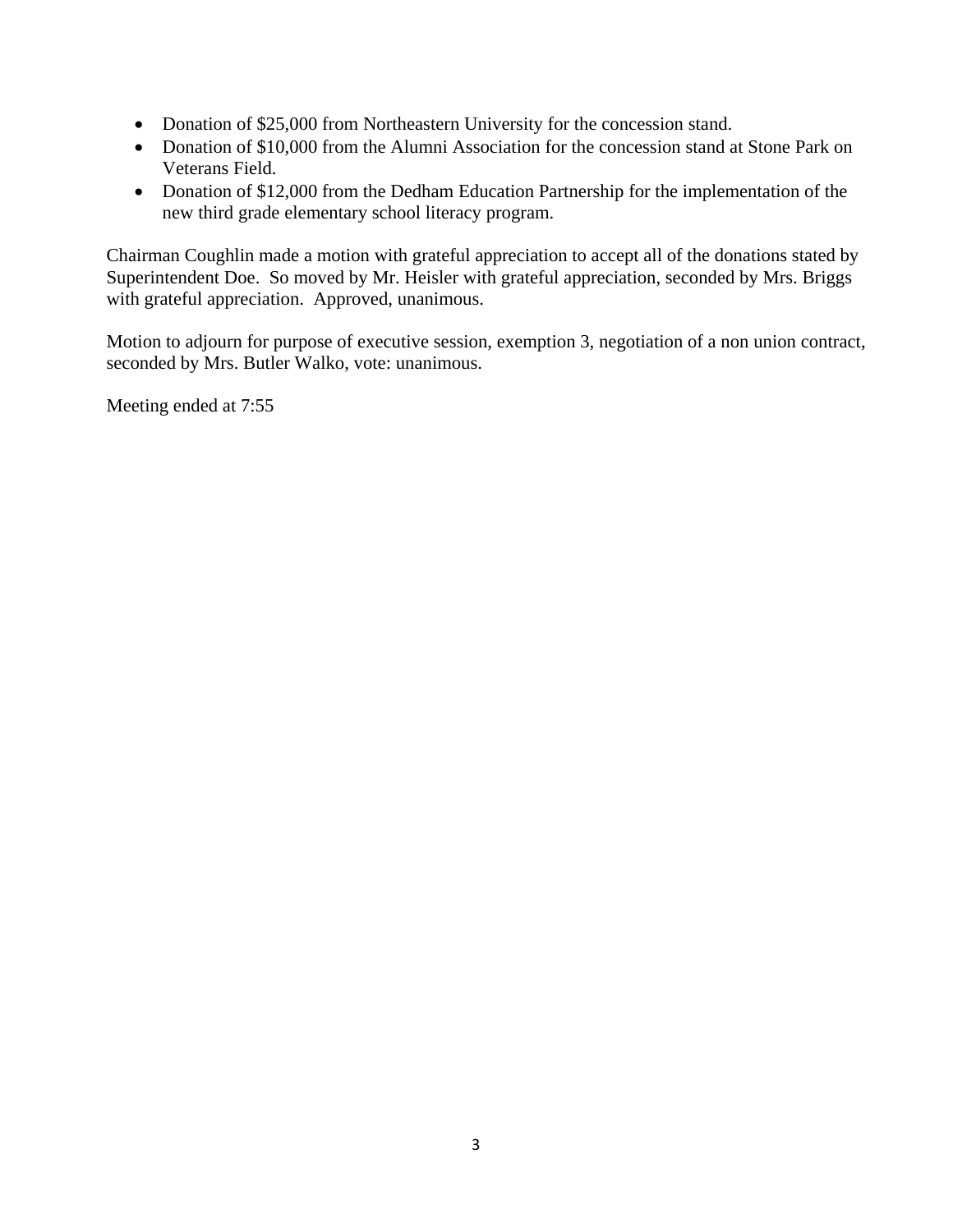- Donation of $25,000 from Northeastern University for the concession stand.
- Donation of $10,000 from the Alumni Association for the concession stand at Stone Park on Veterans Field.
- Donation of $12,000 from the Dedham Education Partnership for the implementation of the new third grade elementary school literacy program.

Chairman Coughlin made a motion with grateful appreciation to accept all of the donations stated by Superintendent Doe. So moved by Mr. Heisler with grateful appreciation, seconded by Mrs. Briggs with grateful appreciation. Approved, unanimous.

Motion to adjourn for purpose of executive session, exemption 3, negotiation of a non union contract, seconded by Mrs. Butler Walko, vote: unanimous.

Meeting ended at 7:55